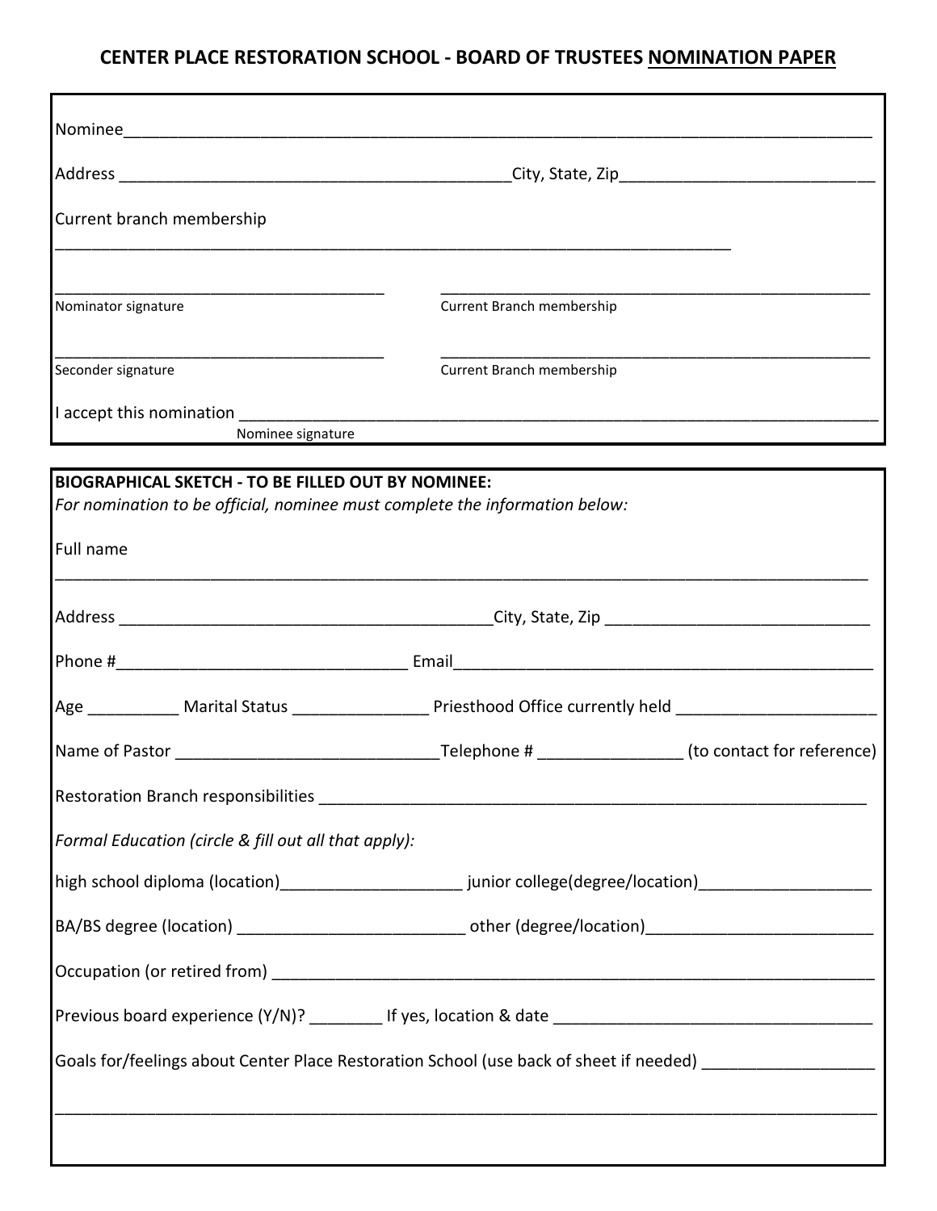# CENTER PLACE RESTORATION SCHOOL - BOARD OF TRUSTEES NOMINATION PAPER

Nominee_______________________________________________________________________________

Address ___________________________________________City, State, Zip___________________________

Current branch membership

_________________________________________________________________________

_____________________________________ Nominator signature

_____________________________________________ Current Branch membership

_____________________________________ Seconder signature

_____________________________________________ Current Branch membership

I accept this nomination ___________________________________________________________________
Nominee signature

**BIOGRAPHICAL SKETCH - TO BE FILLED OUT BY NOMINEE:**

*For nomination to be official, nominee must complete the information below:*

Full name

_____________________________________________________________________________________

Address __________________________________________City, State, Zip _____________________________

Phone #________________________________ Email______________________________________________

Age __________ Marital Status _______________ Priesthood Office currently held ______________________

Name of Pastor ____________________________Telephone # _______________ (to contact for reference)

Restoration Branch responsibilities ______________________________________________________________

*Formal Education (circle & fill out all that apply):*

high school diploma (location)___________________ junior college(degree/location)__________________

BA/BS degree (location) ________________________ other (degree/location)________________________

Occupation (or retired from) _________________________________________________________________

Previous board experience (Y/N)? ________ If yes, location & date ___________________________________

Goals for/feelings about Center Place Restoration School (use back of sheet if needed) __________________

_____________________________________________________________________________________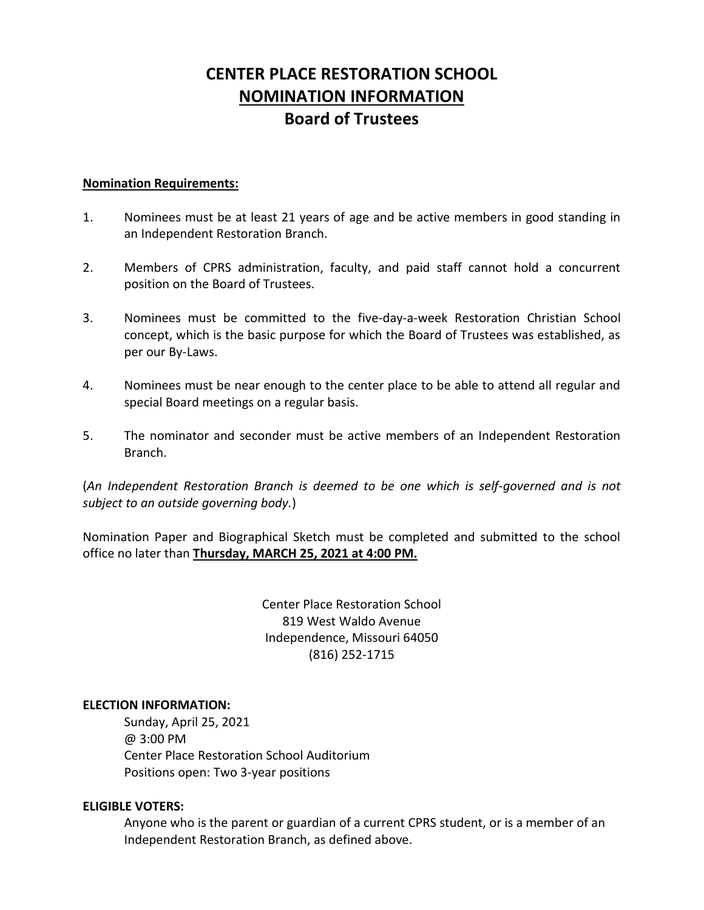# CENTER PLACE RESTORATION SCHOOL

## NOMINATION INFORMATION

## Board of Trustees

**Nomination Requirements:**

1. Nominees must be at least 21 years of age and be active members in good standing in an Independent Restoration Branch.
2. Members of CPRS administration, faculty, and paid staff cannot hold a concurrent position on the Board of Trustees.
3. Nominees must be committed to the five-day-a-week Restoration Christian School concept, which is the basic purpose for which the Board of Trustees was established, as per our By-Laws.
4. Nominees must be near enough to the center place to be able to attend all regular and special Board meetings on a regular basis.
5. The nominator and seconder must be active members of an Independent Restoration Branch.

(*An Independent Restoration Branch is deemed to be one which is self-governed and is not subject to an outside governing body.*)

Nomination Paper and Biographical Sketch must be completed and submitted to the school office no later than **Thursday, MARCH 25, 2021 at 4:00 PM.**

Center Place Restoration School
819 West Waldo Avenue
Independence, Missouri 64050
(816) 252-1715

**ELECTION INFORMATION:**

Sunday, April 25, 2021
@ 3:00 PM
Center Place Restoration School Auditorium
Positions open: Two 3-year positions

**ELIGIBLE VOTERS:**

Anyone who is the parent or guardian of a current CPRS student, or is a member of an Independent Restoration Branch, as defined above.